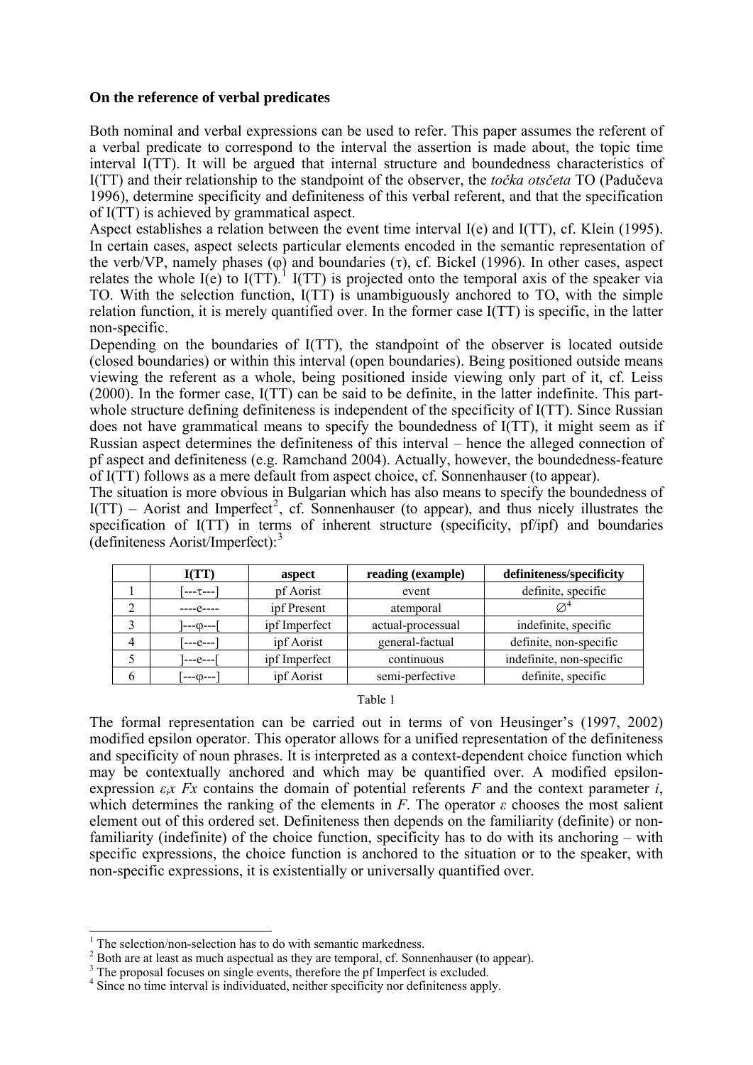**On the reference of verbal predicates**

Both nominal and verbal expressions can be used to refer. This paper assumes the referent of a verbal predicate to correspond to the interval the assertion is made about, the topic time interval I(TT). It will be argued that internal structure and boundedness characteristics of I(TT) and their relationship to the standpoint of the observer, the *točka otsčeta* TO (Padučeva 1996), determine specificity and definiteness of this verbal referent, and that the specification of I(TT) is achieved by grammatical aspect.

Aspect establishes a relation between the event time interval I(e) and I(TT), cf. Klein (1995). In certain cases, aspect selects particular elements encoded in the semantic representation of the verb/VP, namely phases (φ) and boundaries (τ), cf. Bickel (1996). In other cases, aspect relates the whole I(e) to I(TT).[1] I(TT) is projected onto the temporal axis of the speaker via TO. With the selection function, I(TT) is unambiguously anchored to TO, with the simple relation function, it is merely quantified over. In the former case I(TT) is specific, in the latter non-specific.

Depending on the boundaries of I(TT), the standpoint of the observer is located outside (closed boundaries) or within this interval (open boundaries). Being positioned outside means viewing the referent as a whole, being positioned inside viewing only part of it, cf. Leiss (2000). In the former case, I(TT) can be said to be definite, in the latter indefinite. This part-whole structure defining definiteness is independent of the specificity of I(TT). Since Russian does not have grammatical means to specify the boundedness of I(TT), it might seem as if Russian aspect determines the definiteness of this interval – hence the alleged connection of pf aspect and definiteness (e.g. Ramchand 2004). Actually, however, the boundedness-feature of I(TT) follows as a mere default from aspect choice, cf. Sonnenhauser (to appear).

The situation is more obvious in Bulgarian which has also means to specify the boundedness of I(TT) – Aorist and Imperfect[2], cf. Sonnenhauser (to appear), and thus nicely illustrates the specification of I(TT) in terms of inherent structure (specificity, pf/ipf) and boundaries (definiteness Aorist/Imperfect):[3]

| | I(TT) | aspect | reading (example) | definiteness/specificity |
|---|---|---|---|---|
| 1 | [---τ---] | pf Aorist | event | definite, specific |
| 2 | ----e---- | ipf Present | atemporal | ∅[4] |
| 3 | ]---φ---[ | ipf Imperfect | actual-processual | indefinite, specific |
| 4 | [---e---] | ipf Aorist | general-factual | definite, non-specific |
| 5 | ]---e---[ | ipf Imperfect | continuous | indefinite, non-specific |
| 6 | [---φ---] | ipf Aorist | semi-perfective | definite, specific |

Table 1

The formal representation can be carried out in terms of von Heusinger's (1997, 2002) modified epsilon operator. This operator allows for a unified representation of the definiteness and specificity of noun phrases. It is interpreted as a context-dependent choice function which may be contextually anchored and which may be quantified over. A modified epsilon-expression $\varepsilon_i x\ Fx$ contains the domain of potential referents $F$ and the context parameter $i$, which determines the ranking of the elements in $F$. The operator $\varepsilon$ chooses the most salient element out of this ordered set. Definiteness then depends on the familiarity (definite) or non-familiarity (indefinite) of the choice function, specificity has to do with its anchoring – with specific expressions, the choice function is anchored to the situation or to the speaker, with non-specific expressions, it is existentially or universally quantified over.

---

[1] The selection/non-selection has to do with semantic markedness.

[2] Both are at least as much aspectual as they are temporal, cf. Sonnenhauser (to appear).

[3] The proposal focuses on single events, therefore the pf Imperfect is excluded.

[4] Since no time interval is individuated, neither specificity nor definiteness apply.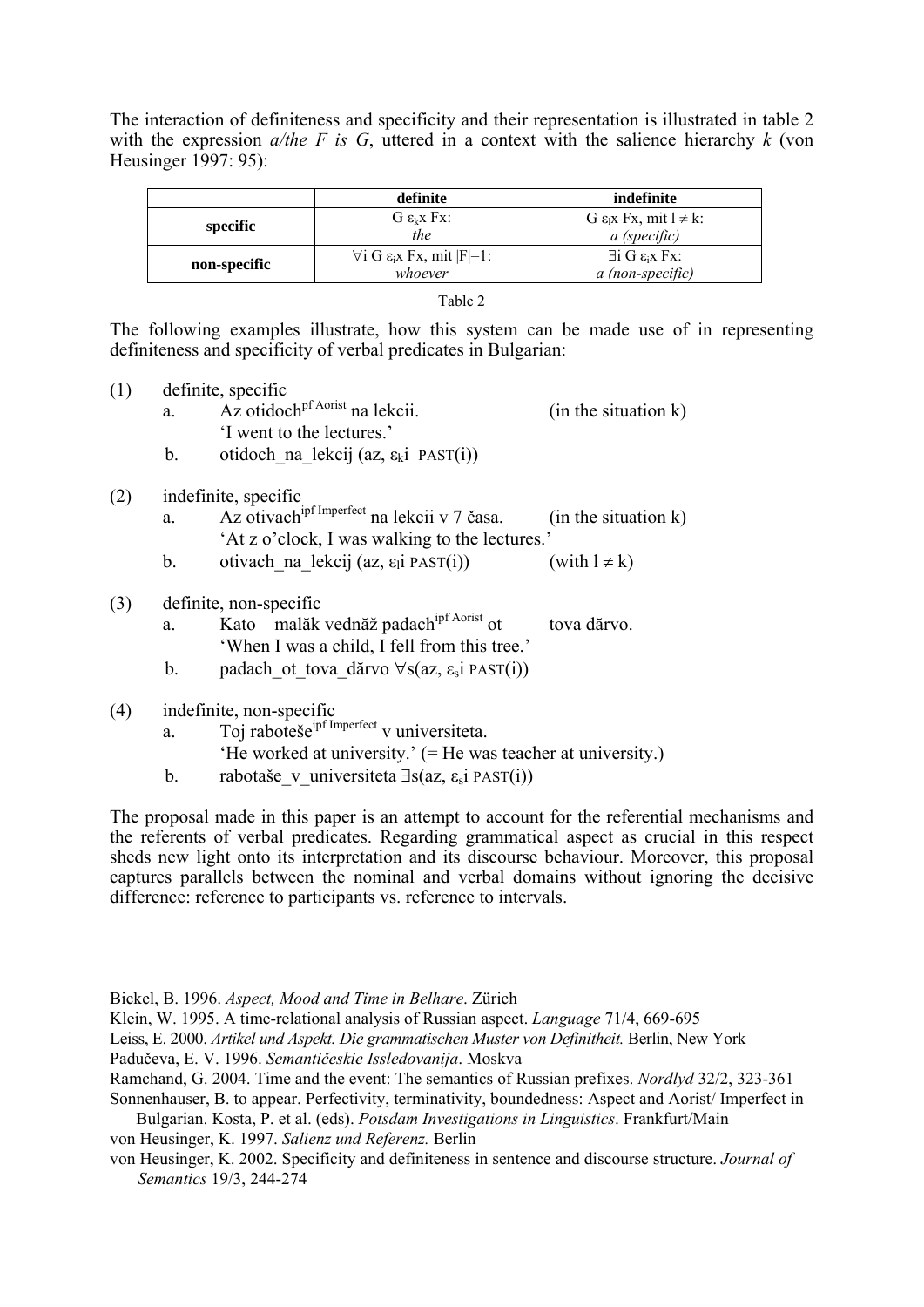The interaction of definiteness and specificity and their representation is illustrated in table 2 with the expression *a/the F is G*, uttered in a context with the salience hierarchy *k* (von Heusinger 1997: 95):

| | **definite** | **indefinite** |
|---|---|---|
| **specific** | G $\varepsilon_k$x Fx: *the* | G $\varepsilon_l$x Fx, mit $l \neq k$: *a (specific)* |
| **non-specific** | $\forall$i G $\varepsilon_i$x Fx, mit $\lvert F \rvert = 1$: *whoever* | $\exists$i G $\varepsilon_i$x Fx: *a (non-specific)* |

Table 2

The following examples illustrate, how this system can be made use of in representing definiteness and specificity of verbal predicates in Bulgarian:

(1) definite, specific
  a. Az otidoch[pf Aorist] na lekcii. (in the situation k)
    'I went to the lectures.'
  b. otidoch_na_lekcij (az, $\varepsilon_k$i PAST(i))

(2) indefinite, specific
  a. Az otivach[ipf Imperfect] na lekcii v 7 časa. (in the situation k)
    'At z o'clock, I was walking to the lectures.'
  b. otivach_na_lekcij (az, $\varepsilon_l$i PAST(i)) (with $l \neq k$)

(3) definite, non-specific
  a. Kato malăk vednăž padach[ipf Aorist] ot tova dărvo.
    'When I was a child, I fell from this tree.'
  b. padach_ot_tova_dărvo $\forall$s(az, $\varepsilon_s$i PAST(i))

(4) indefinite, non-specific
  a. Toj raboteše[ipf Imperfect] v universiteta.
    'He worked at university.' (= He was teacher at university.)
  b. rabotaše_v_universiteta $\exists$s(az, $\varepsilon_s$i PAST(i))

The proposal made in this paper is an attempt to account for the referential mechanisms and the referents of verbal predicates. Regarding grammatical aspect as crucial in this respect sheds new light onto its interpretation and its discourse behaviour. Moreover, this proposal captures parallels between the nominal and verbal domains without ignoring the decisive difference: reference to participants vs. reference to intervals.

Bickel, B. 1996. *Aspect, Mood and Time in Belhare*. Zürich

Klein, W. 1995. A time-relational analysis of Russian aspect. *Language* 71/4, 669-695

Leiss, E. 2000. *Artikel und Aspekt. Die grammatischen Muster von Definitheit.* Berlin, New York

Padučeva, E. V. 1996. *Semantičeskie Issledovanija*. Moskva

Ramchand, G. 2004. Time and the event: The semantics of Russian prefixes. *Nordlyd* 32/2, 323-361

Sonnenhauser, B. to appear. Perfectivity, terminativity, boundedness: Aspect and Aorist/ Imperfect in Bulgarian. Kosta, P. et al. (eds). *Potsdam Investigations in Linguistics*. Frankfurt/Main

von Heusinger, K. 1997. *Salienz und Referenz.* Berlin

von Heusinger, K. 2002. Specificity and definiteness in sentence and discourse structure. *Journal of Semantics* 19/3, 244-274